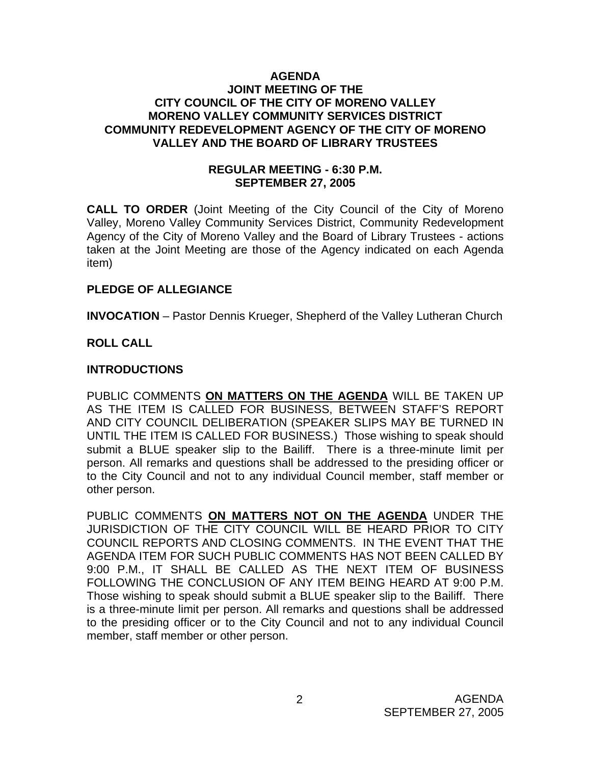# AGENDA
## JOINT MEETING OF THE CITY COUNCIL OF THE CITY OF MORENO VALLEY MORENO VALLEY COMMUNITY SERVICES DISTRICT COMMUNITY REDEVELOPMENT AGENCY OF THE CITY OF MORENO VALLEY AND THE BOARD OF LIBRARY TRUSTEES

### REGULAR MEETING - 6:30 P.M.
### SEPTEMBER 27, 2005

**CALL TO ORDER** (Joint Meeting of the City Council of the City of Moreno Valley, Moreno Valley Community Services District, Community Redevelopment Agency of the City of Moreno Valley and the Board of Library Trustees - actions taken at the Joint Meeting are those of the Agency indicated on each Agenda item)

**PLEDGE OF ALLEGIANCE**

**INVOCATION** – Pastor Dennis Krueger, Shepherd of the Valley Lutheran Church

**ROLL CALL**

**INTRODUCTIONS**

PUBLIC COMMENTS **ON MATTERS ON THE AGENDA** WILL BE TAKEN UP AS THE ITEM IS CALLED FOR BUSINESS, BETWEEN STAFF'S REPORT AND CITY COUNCIL DELIBERATION (SPEAKER SLIPS MAY BE TURNED IN UNTIL THE ITEM IS CALLED FOR BUSINESS.) Those wishing to speak should submit a BLUE speaker slip to the Bailiff. There is a three-minute limit per person. All remarks and questions shall be addressed to the presiding officer or to the City Council and not to any individual Council member, staff member or other person.

PUBLIC COMMENTS **ON MATTERS NOT ON THE AGENDA** UNDER THE JURISDICTION OF THE CITY COUNCIL WILL BE HEARD PRIOR TO CITY COUNCIL REPORTS AND CLOSING COMMENTS. IN THE EVENT THAT THE AGENDA ITEM FOR SUCH PUBLIC COMMENTS HAS NOT BEEN CALLED BY 9:00 P.M., IT SHALL BE CALLED AS THE NEXT ITEM OF BUSINESS FOLLOWING THE CONCLUSION OF ANY ITEM BEING HEARD AT 9:00 P.M. Those wishing to speak should submit a BLUE speaker slip to the Bailiff. There is a three-minute limit per person. All remarks and questions shall be addressed to the presiding officer or to the City Council and not to any individual Council member, staff member or other person.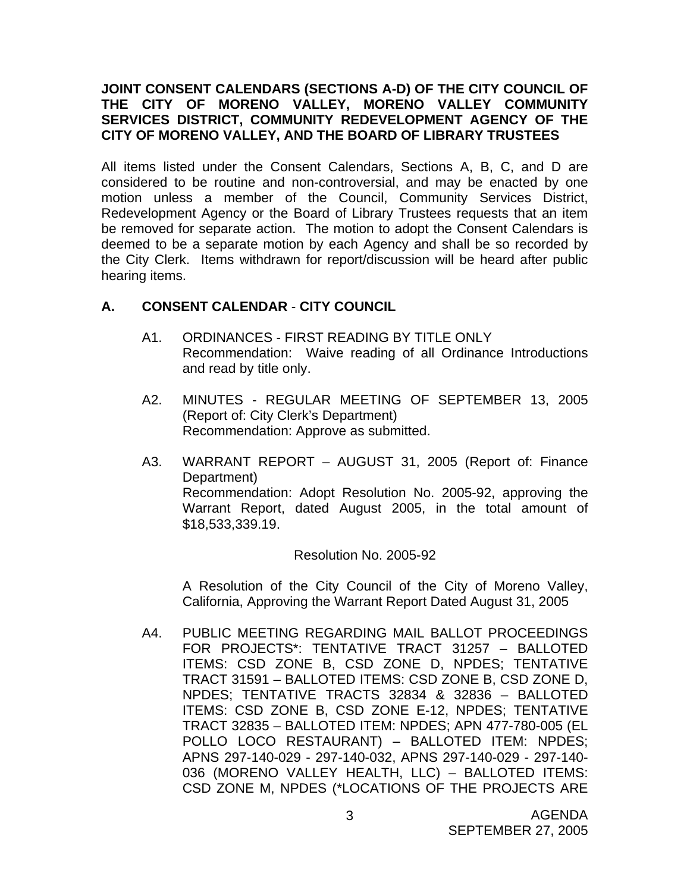**JOINT CONSENT CALENDARS (SECTIONS A-D) OF THE CITY COUNCIL OF THE CITY OF MORENO VALLEY, MORENO VALLEY COMMUNITY SERVICES DISTRICT, COMMUNITY REDEVELOPMENT AGENCY OF THE CITY OF MORENO VALLEY, AND THE BOARD OF LIBRARY TRUSTEES**

All items listed under the Consent Calendars, Sections A, B, C, and D are considered to be routine and non-controversial, and may be enacted by one motion unless a member of the Council, Community Services District, Redevelopment Agency or the Board of Library Trustees requests that an item be removed for separate action. The motion to adopt the Consent Calendars is deemed to be a separate motion by each Agency and shall be so recorded by the City Clerk. Items withdrawn for report/discussion will be heard after public hearing items.

## A. CONSENT CALENDAR - CITY COUNCIL

A1. ORDINANCES - FIRST READING BY TITLE ONLY
Recommendation: Waive reading of all Ordinance Introductions and read by title only.

A2. MINUTES - REGULAR MEETING OF SEPTEMBER 13, 2005 (Report of: City Clerk's Department)
Recommendation: Approve as submitted.

A3. WARRANT REPORT – AUGUST 31, 2005 (Report of: Finance Department)
Recommendation: Adopt Resolution No. 2005-92, approving the Warrant Report, dated August 2005, in the total amount of $18,533,339.19.

Resolution No. 2005-92

A Resolution of the City Council of the City of Moreno Valley, California, Approving the Warrant Report Dated August 31, 2005

A4. PUBLIC MEETING REGARDING MAIL BALLOT PROCEEDINGS FOR PROJECTS*: TENTATIVE TRACT 31257 – BALLOTED ITEMS: CSD ZONE B, CSD ZONE D, NPDES; TENTATIVE TRACT 31591 – BALLOTED ITEMS: CSD ZONE B, CSD ZONE D, NPDES; TENTATIVE TRACTS 32834 & 32836 – BALLOTED ITEMS: CSD ZONE B, CSD ZONE E-12, NPDES; TENTATIVE TRACT 32835 – BALLOTED ITEM: NPDES; APN 477-780-005 (EL POLLO LOCO RESTAURANT) – BALLOTED ITEM: NPDES; APNS 297-140-029 - 297-140-032, APNS 297-140-029 - 297-140-036 (MORENO VALLEY HEALTH, LLC) – BALLOTED ITEMS: CSD ZONE M, NPDES (*LOCATIONS OF THE PROJECTS ARE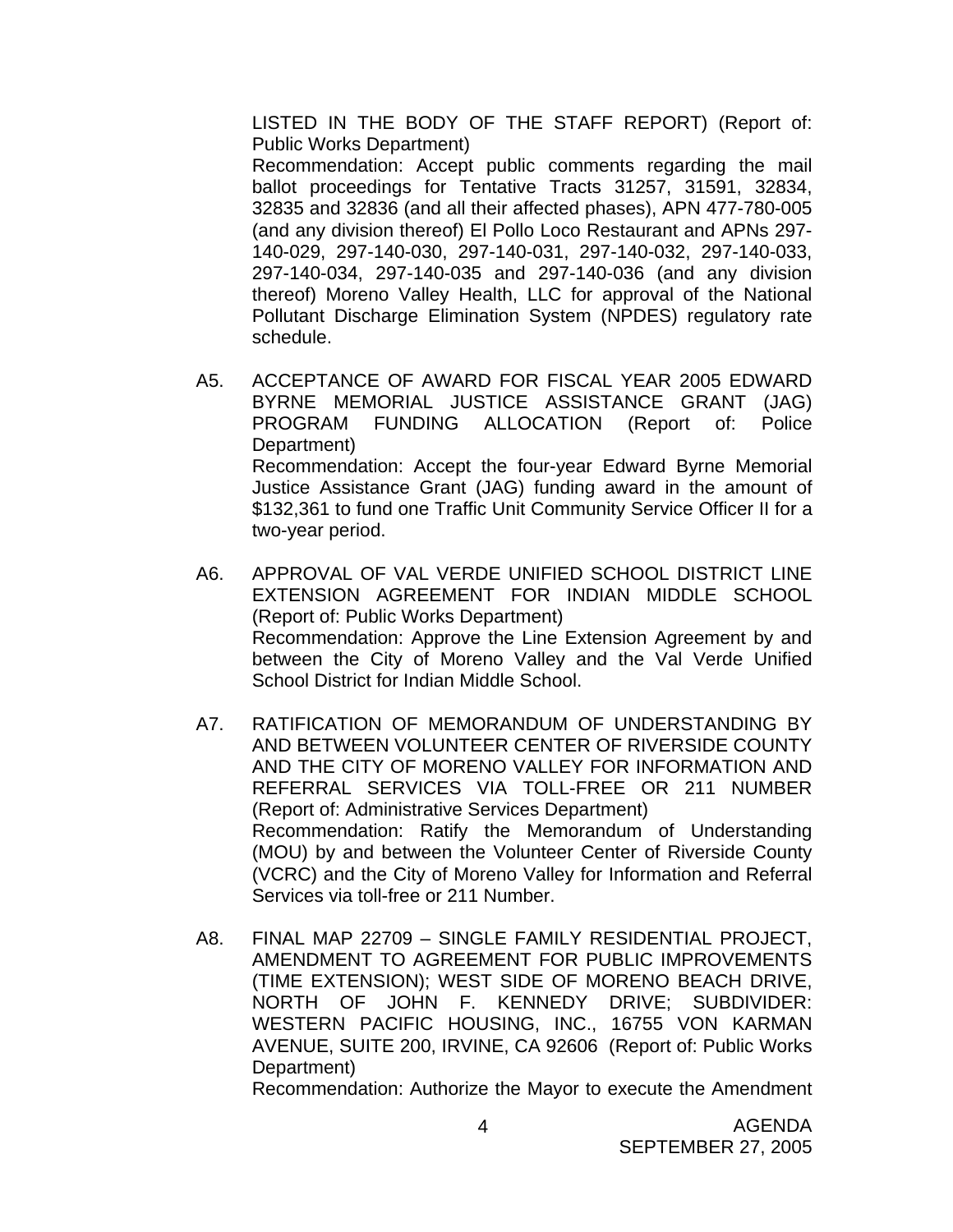LISTED IN THE BODY OF THE STAFF REPORT) (Report of: Public Works Department)

Recommendation: Accept public comments regarding the mail ballot proceedings for Tentative Tracts 31257, 31591, 32834, 32835 and 32836 (and all their affected phases), APN 477-780-005 (and any division thereof) El Pollo Loco Restaurant and APNs 297-140-029, 297-140-030, 297-140-031, 297-140-032, 297-140-033, 297-140-034, 297-140-035 and 297-140-036 (and any division thereof) Moreno Valley Health, LLC for approval of the National Pollutant Discharge Elimination System (NPDES) regulatory rate schedule.

A5. ACCEPTANCE OF AWARD FOR FISCAL YEAR 2005 EDWARD BYRNE MEMORIAL JUSTICE ASSISTANCE GRANT (JAG) PROGRAM FUNDING ALLOCATION (Report of: Police Department)

Recommendation: Accept the four-year Edward Byrne Memorial Justice Assistance Grant (JAG) funding award in the amount of $132,361 to fund one Traffic Unit Community Service Officer II for a two-year period.

A6. APPROVAL OF VAL VERDE UNIFIED SCHOOL DISTRICT LINE EXTENSION AGREEMENT FOR INDIAN MIDDLE SCHOOL (Report of: Public Works Department)

Recommendation: Approve the Line Extension Agreement by and between the City of Moreno Valley and the Val Verde Unified School District for Indian Middle School.

A7. RATIFICATION OF MEMORANDUM OF UNDERSTANDING BY AND BETWEEN VOLUNTEER CENTER OF RIVERSIDE COUNTY AND THE CITY OF MORENO VALLEY FOR INFORMATION AND REFERRAL SERVICES VIA TOLL-FREE OR 211 NUMBER (Report of: Administrative Services Department)

Recommendation: Ratify the Memorandum of Understanding (MOU) by and between the Volunteer Center of Riverside County (VCRC) and the City of Moreno Valley for Information and Referral Services via toll-free or 211 Number.

A8. FINAL MAP 22709 – SINGLE FAMILY RESIDENTIAL PROJECT, AMENDMENT TO AGREEMENT FOR PUBLIC IMPROVEMENTS (TIME EXTENSION); WEST SIDE OF MORENO BEACH DRIVE, NORTH OF JOHN F. KENNEDY DRIVE; SUBDIVIDER: WESTERN PACIFIC HOUSING, INC., 16755 VON KARMAN AVENUE, SUITE 200, IRVINE, CA 92606 (Report of: Public Works Department)

Recommendation: Authorize the Mayor to execute the Amendment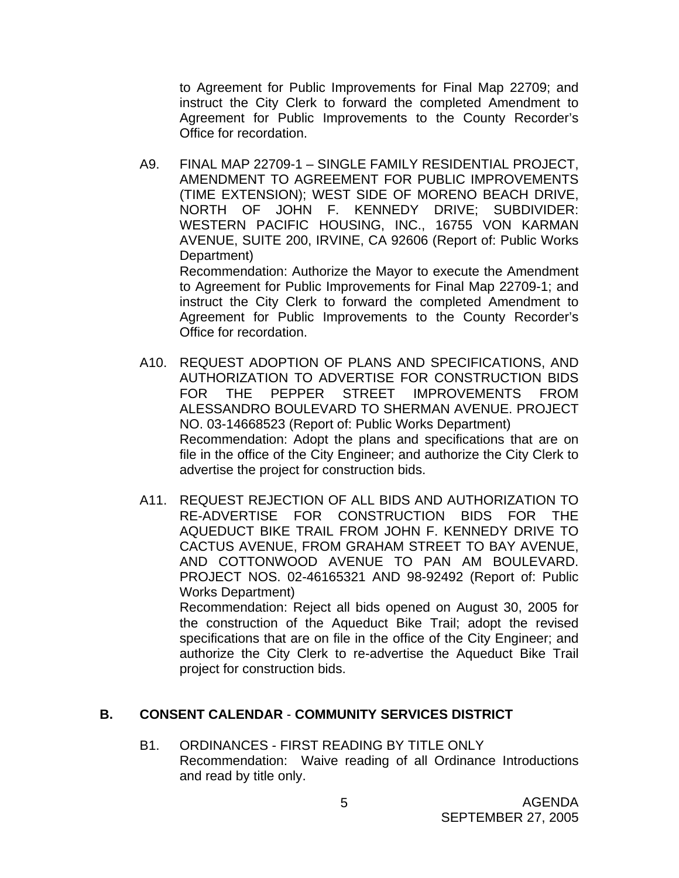to Agreement for Public Improvements for Final Map 22709; and instruct the City Clerk to forward the completed Amendment to Agreement for Public Improvements to the County Recorder's Office for recordation.

A9. FINAL MAP 22709-1 – SINGLE FAMILY RESIDENTIAL PROJECT, AMENDMENT TO AGREEMENT FOR PUBLIC IMPROVEMENTS (TIME EXTENSION); WEST SIDE OF MORENO BEACH DRIVE, NORTH OF JOHN F. KENNEDY DRIVE; SUBDIVIDER: WESTERN PACIFIC HOUSING, INC., 16755 VON KARMAN AVENUE, SUITE 200, IRVINE, CA 92606 (Report of: Public Works Department)
Recommendation: Authorize the Mayor to execute the Amendment to Agreement for Public Improvements for Final Map 22709-1; and instruct the City Clerk to forward the completed Amendment to Agreement for Public Improvements to the County Recorder's Office for recordation.

A10. REQUEST ADOPTION OF PLANS AND SPECIFICATIONS, AND AUTHORIZATION TO ADVERTISE FOR CONSTRUCTION BIDS FOR THE PEPPER STREET IMPROVEMENTS FROM ALESSANDRO BOULEVARD TO SHERMAN AVENUE. PROJECT NO. 03-14668523 (Report of: Public Works Department)
Recommendation: Adopt the plans and specifications that are on file in the office of the City Engineer; and authorize the City Clerk to advertise the project for construction bids.

A11. REQUEST REJECTION OF ALL BIDS AND AUTHORIZATION TO RE-ADVERTISE FOR CONSTRUCTION BIDS FOR THE AQUEDUCT BIKE TRAIL FROM JOHN F. KENNEDY DRIVE TO CACTUS AVENUE, FROM GRAHAM STREET TO BAY AVENUE, AND COTTONWOOD AVENUE TO PAN AM BOULEVARD. PROJECT NOS. 02-46165321 AND 98-92492 (Report of: Public Works Department)
Recommendation: Reject all bids opened on August 30, 2005 for the construction of the Aqueduct Bike Trail; adopt the revised specifications that are on file in the office of the City Engineer; and authorize the City Clerk to re-advertise the Aqueduct Bike Trail project for construction bids.

## B. CONSENT CALENDAR - COMMUNITY SERVICES DISTRICT

B1. ORDINANCES - FIRST READING BY TITLE ONLY
Recommendation: Waive reading of all Ordinance Introductions and read by title only.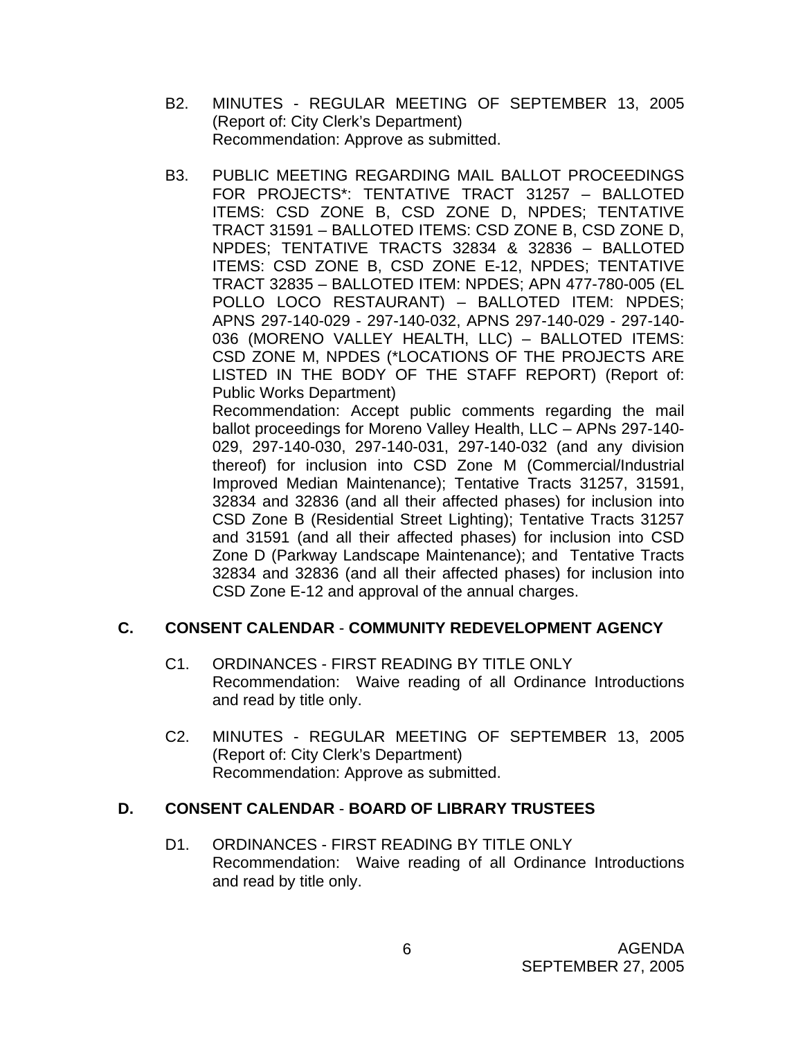B2. MINUTES - REGULAR MEETING OF SEPTEMBER 13, 2005 (Report of: City Clerk's Department)
Recommendation: Approve as submitted.

B3. PUBLIC MEETING REGARDING MAIL BALLOT PROCEEDINGS FOR PROJECTS*: TENTATIVE TRACT 31257 – BALLOTED ITEMS: CSD ZONE B, CSD ZONE D, NPDES; TENTATIVE TRACT 31591 – BALLOTED ITEMS: CSD ZONE B, CSD ZONE D, NPDES; TENTATIVE TRACTS 32834 & 32836 – BALLOTED ITEMS: CSD ZONE B, CSD ZONE E-12, NPDES; TENTATIVE TRACT 32835 – BALLOTED ITEM: NPDES; APN 477-780-005 (EL POLLO LOCO RESTAURANT) – BALLOTED ITEM: NPDES; APNS 297-140-029 - 297-140-032, APNS 297-140-029 - 297-140-036 (MORENO VALLEY HEALTH, LLC) – BALLOTED ITEMS: CSD ZONE M, NPDES (*LOCATIONS OF THE PROJECTS ARE LISTED IN THE BODY OF THE STAFF REPORT) (Report of: Public Works Department)
Recommendation: Accept public comments regarding the mail ballot proceedings for Moreno Valley Health, LLC – APNs 297-140-029, 297-140-030, 297-140-031, 297-140-032 (and any division thereof) for inclusion into CSD Zone M (Commercial/Industrial Improved Median Maintenance); Tentative Tracts 31257, 31591, 32834 and 32836 (and all their affected phases) for inclusion into CSD Zone B (Residential Street Lighting); Tentative Tracts 31257 and 31591 (and all their affected phases) for inclusion into CSD Zone D (Parkway Landscape Maintenance); and Tentative Tracts 32834 and 32836 (and all their affected phases) for inclusion into CSD Zone E-12 and approval of the annual charges.

## C. CONSENT CALENDAR - COMMUNITY REDEVELOPMENT AGENCY

C1. ORDINANCES - FIRST READING BY TITLE ONLY
Recommendation: Waive reading of all Ordinance Introductions and read by title only.

C2. MINUTES - REGULAR MEETING OF SEPTEMBER 13, 2005 (Report of: City Clerk's Department)
Recommendation: Approve as submitted.

## D. CONSENT CALENDAR - BOARD OF LIBRARY TRUSTEES

D1. ORDINANCES - FIRST READING BY TITLE ONLY
Recommendation: Waive reading of all Ordinance Introductions and read by title only.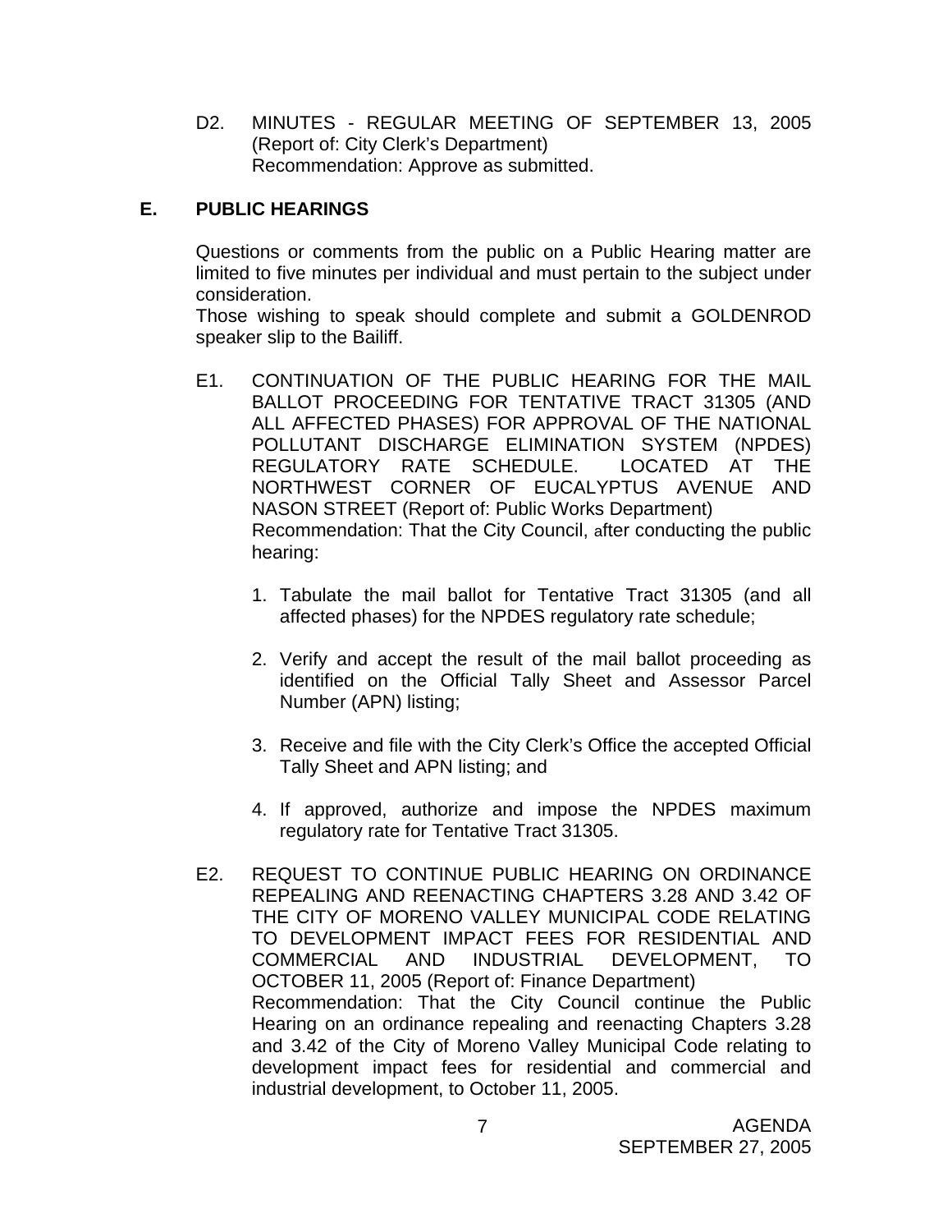D2. MINUTES - REGULAR MEETING OF SEPTEMBER 13, 2005 (Report of: City Clerk's Department)
Recommendation: Approve as submitted.

## E. PUBLIC HEARINGS

Questions or comments from the public on a Public Hearing matter are limited to five minutes per individual and must pertain to the subject under consideration.
Those wishing to speak should complete and submit a GOLDENROD speaker slip to the Bailiff.

E1. CONTINUATION OF THE PUBLIC HEARING FOR THE MAIL BALLOT PROCEEDING FOR TENTATIVE TRACT 31305 (AND ALL AFFECTED PHASES) FOR APPROVAL OF THE NATIONAL POLLUTANT DISCHARGE ELIMINATION SYSTEM (NPDES) REGULATORY RATE SCHEDULE. LOCATED AT THE NORTHWEST CORNER OF EUCALYPTUS AVENUE AND NASON STREET (Report of: Public Works Department)
Recommendation: That the City Council, after conducting the public hearing:

1. Tabulate the mail ballot for Tentative Tract 31305 (and all affected phases) for the NPDES regulatory rate schedule;

2. Verify and accept the result of the mail ballot proceeding as identified on the Official Tally Sheet and Assessor Parcel Number (APN) listing;

3. Receive and file with the City Clerk's Office the accepted Official Tally Sheet and APN listing; and

4. If approved, authorize and impose the NPDES maximum regulatory rate for Tentative Tract 31305.

E2. REQUEST TO CONTINUE PUBLIC HEARING ON ORDINANCE REPEALING AND REENACTING CHAPTERS 3.28 AND 3.42 OF THE CITY OF MORENO VALLEY MUNICIPAL CODE RELATING TO DEVELOPMENT IMPACT FEES FOR RESIDENTIAL AND COMMERCIAL AND INDUSTRIAL DEVELOPMENT, TO OCTOBER 11, 2005 (Report of: Finance Department)
Recommendation: That the City Council continue the Public Hearing on an ordinance repealing and reenacting Chapters 3.28 and 3.42 of the City of Moreno Valley Municipal Code relating to development impact fees for residential and commercial and industrial development, to October 11, 2005.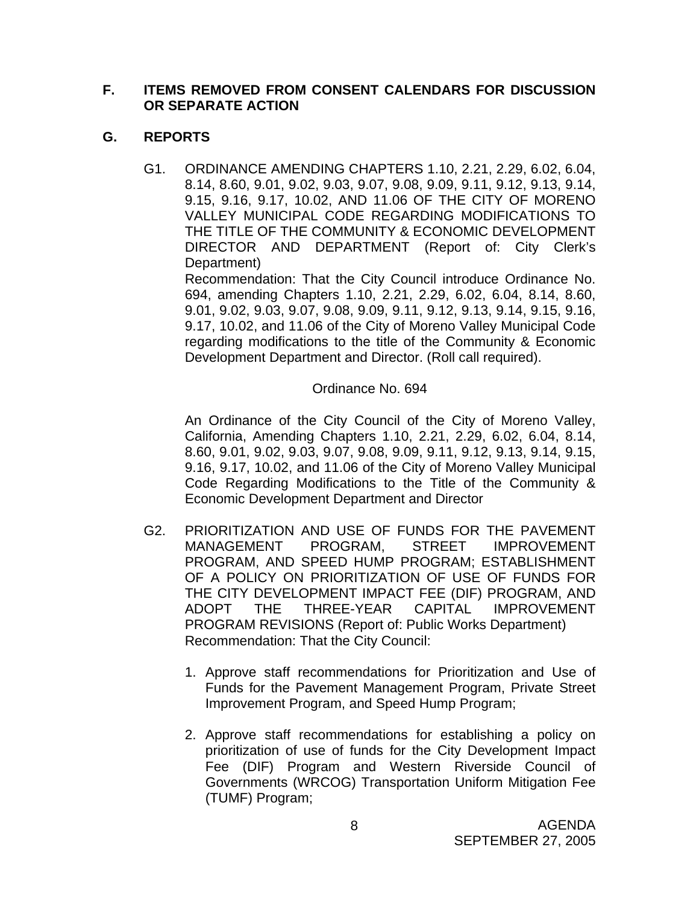## F. ITEMS REMOVED FROM CONSENT CALENDARS FOR DISCUSSION OR SEPARATE ACTION

## G. REPORTS

G1. ORDINANCE AMENDING CHAPTERS 1.10, 2.21, 2.29, 6.02, 6.04, 8.14, 8.60, 9.01, 9.02, 9.03, 9.07, 9.08, 9.09, 9.11, 9.12, 9.13, 9.14, 9.15, 9.16, 9.17, 10.02, AND 11.06 OF THE CITY OF MORENO VALLEY MUNICIPAL CODE REGARDING MODIFICATIONS TO THE TITLE OF THE COMMUNITY & ECONOMIC DEVELOPMENT DIRECTOR AND DEPARTMENT (Report of: City Clerk's Department)

Recommendation: That the City Council introduce Ordinance No. 694, amending Chapters 1.10, 2.21, 2.29, 6.02, 6.04, 8.14, 8.60, 9.01, 9.02, 9.03, 9.07, 9.08, 9.09, 9.11, 9.12, 9.13, 9.14, 9.15, 9.16, 9.17, 10.02, and 11.06 of the City of Moreno Valley Municipal Code regarding modifications to the title of the Community & Economic Development Department and Director. (Roll call required).

Ordinance No. 694

An Ordinance of the City Council of the City of Moreno Valley, California, Amending Chapters 1.10, 2.21, 2.29, 6.02, 6.04, 8.14, 8.60, 9.01, 9.02, 9.03, 9.07, 9.08, 9.09, 9.11, 9.12, 9.13, 9.14, 9.15, 9.16, 9.17, 10.02, and 11.06 of the City of Moreno Valley Municipal Code Regarding Modifications to the Title of the Community & Economic Development Department and Director

G2. PRIORITIZATION AND USE OF FUNDS FOR THE PAVEMENT MANAGEMENT PROGRAM, STREET IMPROVEMENT PROGRAM, AND SPEED HUMP PROGRAM; ESTABLISHMENT OF A POLICY ON PRIORITIZATION OF USE OF FUNDS FOR THE CITY DEVELOPMENT IMPACT FEE (DIF) PROGRAM, AND ADOPT THE THREE-YEAR CAPITAL IMPROVEMENT PROGRAM REVISIONS (Report of: Public Works Department)

Recommendation: That the City Council:

1. Approve staff recommendations for Prioritization and Use of Funds for the Pavement Management Program, Private Street Improvement Program, and Speed Hump Program;

2. Approve staff recommendations for establishing a policy on prioritization of use of funds for the City Development Impact Fee (DIF) Program and Western Riverside Council of Governments (WRCOG) Transportation Uniform Mitigation Fee (TUMF) Program;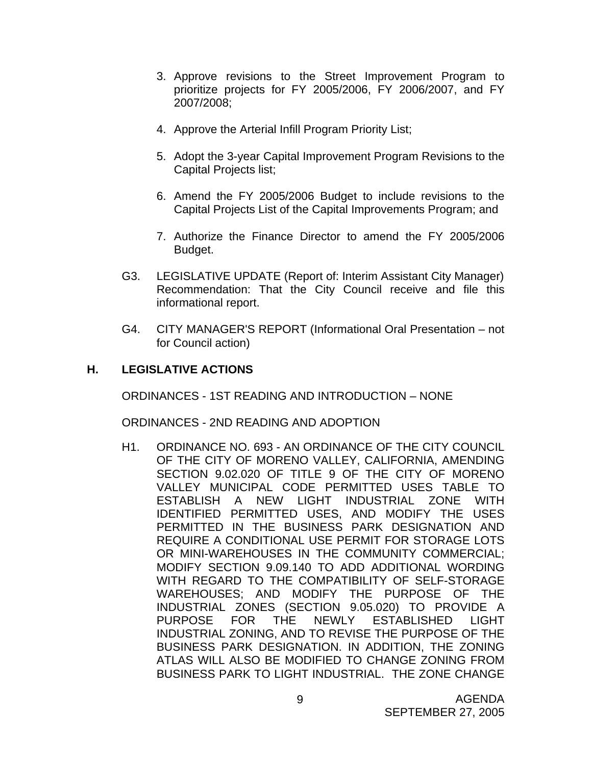3. Approve revisions to the Street Improvement Program to prioritize projects for FY 2005/2006, FY 2006/2007, and FY 2007/2008;

4. Approve the Arterial Infill Program Priority List;

5. Adopt the 3-year Capital Improvement Program Revisions to the Capital Projects list;

6. Amend the FY 2005/2006 Budget to include revisions to the Capital Projects List of the Capital Improvements Program; and

7. Authorize the Finance Director to amend the FY 2005/2006 Budget.

G3. LEGISLATIVE UPDATE (Report of: Interim Assistant City Manager) Recommendation: That the City Council receive and file this informational report.

G4. CITY MANAGER'S REPORT (Informational Oral Presentation – not for Council action)

## H. LEGISLATIVE ACTIONS

ORDINANCES - 1ST READING AND INTRODUCTION – NONE

ORDINANCES - 2ND READING AND ADOPTION

H1. ORDINANCE NO. 693 - AN ORDINANCE OF THE CITY COUNCIL OF THE CITY OF MORENO VALLEY, CALIFORNIA, AMENDING SECTION 9.02.020 OF TITLE 9 OF THE CITY OF MORENO VALLEY MUNICIPAL CODE PERMITTED USES TABLE TO ESTABLISH A NEW LIGHT INDUSTRIAL ZONE WITH IDENTIFIED PERMITTED USES, AND MODIFY THE USES PERMITTED IN THE BUSINESS PARK DESIGNATION AND REQUIRE A CONDITIONAL USE PERMIT FOR STORAGE LOTS OR MINI-WAREHOUSES IN THE COMMUNITY COMMERCIAL; MODIFY SECTION 9.09.140 TO ADD ADDITIONAL WORDING WITH REGARD TO THE COMPATIBILITY OF SELF-STORAGE WAREHOUSES; AND MODIFY THE PURPOSE OF THE INDUSTRIAL ZONES (SECTION 9.05.020) TO PROVIDE A PURPOSE FOR THE NEWLY ESTABLISHED LIGHT INDUSTRIAL ZONING, AND TO REVISE THE PURPOSE OF THE BUSINESS PARK DESIGNATION. IN ADDITION, THE ZONING ATLAS WILL ALSO BE MODIFIED TO CHANGE ZONING FROM BUSINESS PARK TO LIGHT INDUSTRIAL. THE ZONE CHANGE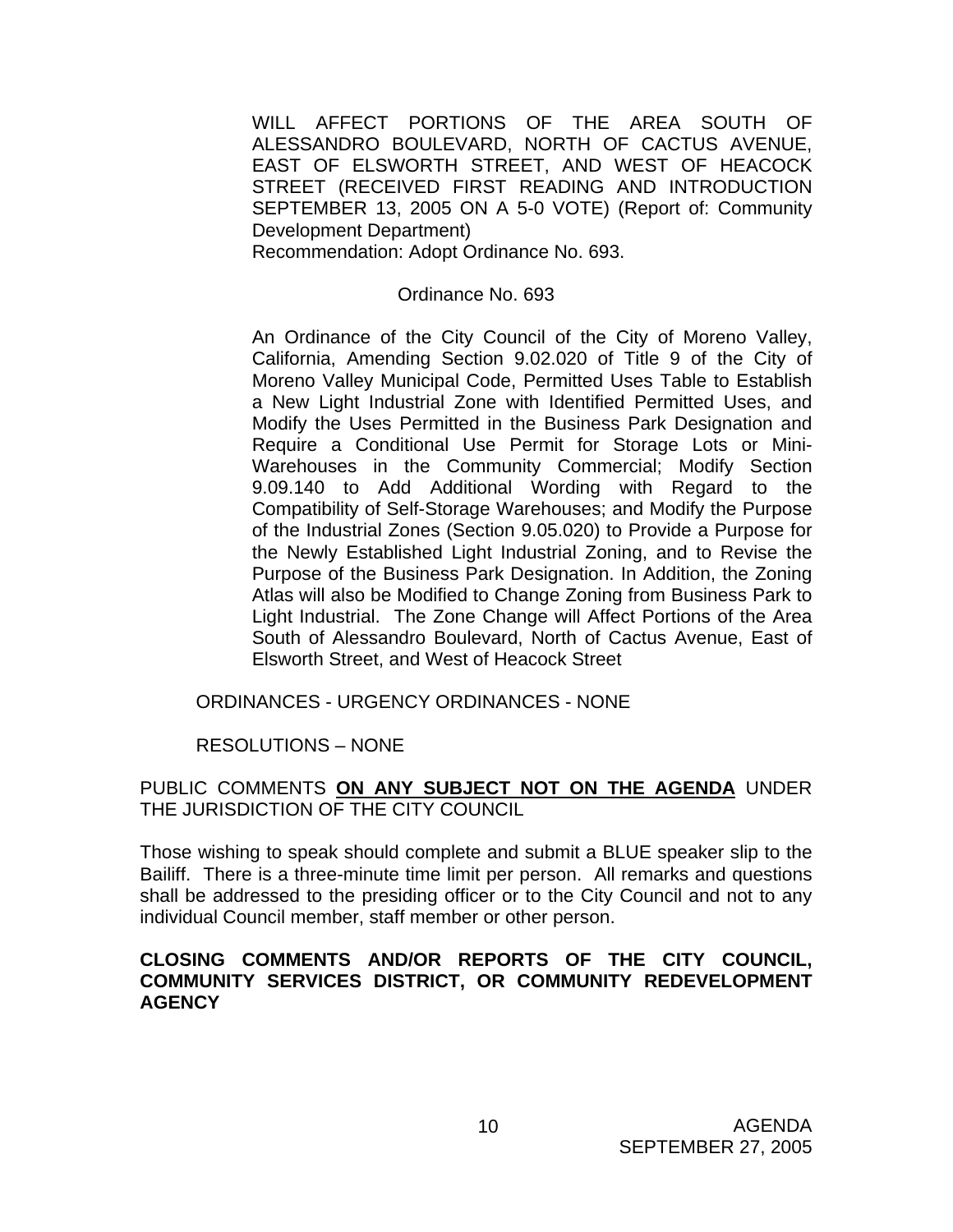WILL AFFECT PORTIONS OF THE AREA SOUTH OF ALESSANDRO BOULEVARD, NORTH OF CACTUS AVENUE, EAST OF ELSWORTH STREET, AND WEST OF HEACOCK STREET (RECEIVED FIRST READING AND INTRODUCTION SEPTEMBER 13, 2005 ON A 5-0 VOTE) (Report of: Community Development Department)
Recommendation: Adopt Ordinance No. 693.

Ordinance No. 693

An Ordinance of the City Council of the City of Moreno Valley, California, Amending Section 9.02.020 of Title 9 of the City of Moreno Valley Municipal Code, Permitted Uses Table to Establish a New Light Industrial Zone with Identified Permitted Uses, and Modify the Uses Permitted in the Business Park Designation and Require a Conditional Use Permit for Storage Lots or Mini-Warehouses in the Community Commercial; Modify Section 9.09.140 to Add Additional Wording with Regard to the Compatibility of Self-Storage Warehouses; and Modify the Purpose of the Industrial Zones (Section 9.05.020) to Provide a Purpose for the Newly Established Light Industrial Zoning, and to Revise the Purpose of the Business Park Designation. In Addition, the Zoning Atlas will also be Modified to Change Zoning from Business Park to Light Industrial. The Zone Change will Affect Portions of the Area South of Alessandro Boulevard, North of Cactus Avenue, East of Elsworth Street, and West of Heacock Street

ORDINANCES - URGENCY ORDINANCES - NONE

RESOLUTIONS – NONE

PUBLIC COMMENTS **ON ANY SUBJECT NOT ON THE AGENDA** UNDER THE JURISDICTION OF THE CITY COUNCIL

Those wishing to speak should complete and submit a BLUE speaker slip to the Bailiff. There is a three-minute time limit per person. All remarks and questions shall be addressed to the presiding officer or to the City Council and not to any individual Council member, staff member or other person.

**CLOSING COMMENTS AND/OR REPORTS OF THE CITY COUNCIL, COMMUNITY SERVICES DISTRICT, OR COMMUNITY REDEVELOPMENT AGENCY**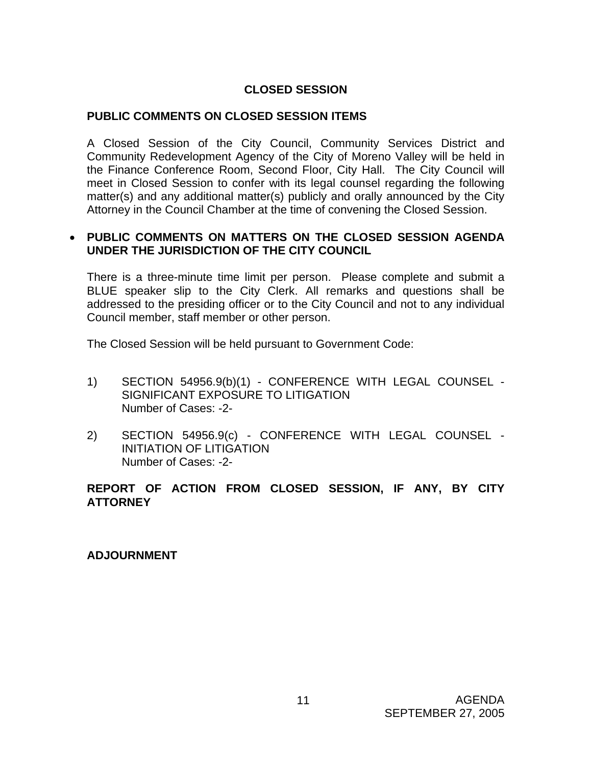## CLOSED SESSION

### PUBLIC COMMENTS ON CLOSED SESSION ITEMS

A Closed Session of the City Council, Community Services District and Community Redevelopment Agency of the City of Moreno Valley will be held in the Finance Conference Room, Second Floor, City Hall. The City Council will meet in Closed Session to confer with its legal counsel regarding the following matter(s) and any additional matter(s) publicly and orally announced by the City Attorney in the Council Chamber at the time of convening the Closed Session.

- **PUBLIC COMMENTS ON MATTERS ON THE CLOSED SESSION AGENDA UNDER THE JURISDICTION OF THE CITY COUNCIL**

There is a three-minute time limit per person. Please complete and submit a BLUE speaker slip to the City Clerk. All remarks and questions shall be addressed to the presiding officer or to the City Council and not to any individual Council member, staff member or other person.

The Closed Session will be held pursuant to Government Code:

1) SECTION 54956.9(b)(1) - CONFERENCE WITH LEGAL COUNSEL - SIGNIFICANT EXPOSURE TO LITIGATION
   Number of Cases: -2-

2) SECTION 54956.9(c) - CONFERENCE WITH LEGAL COUNSEL - INITIATION OF LITIGATION
   Number of Cases: -2-

**REPORT OF ACTION FROM CLOSED SESSION, IF ANY, BY CITY ATTORNEY**

**ADJOURNMENT**